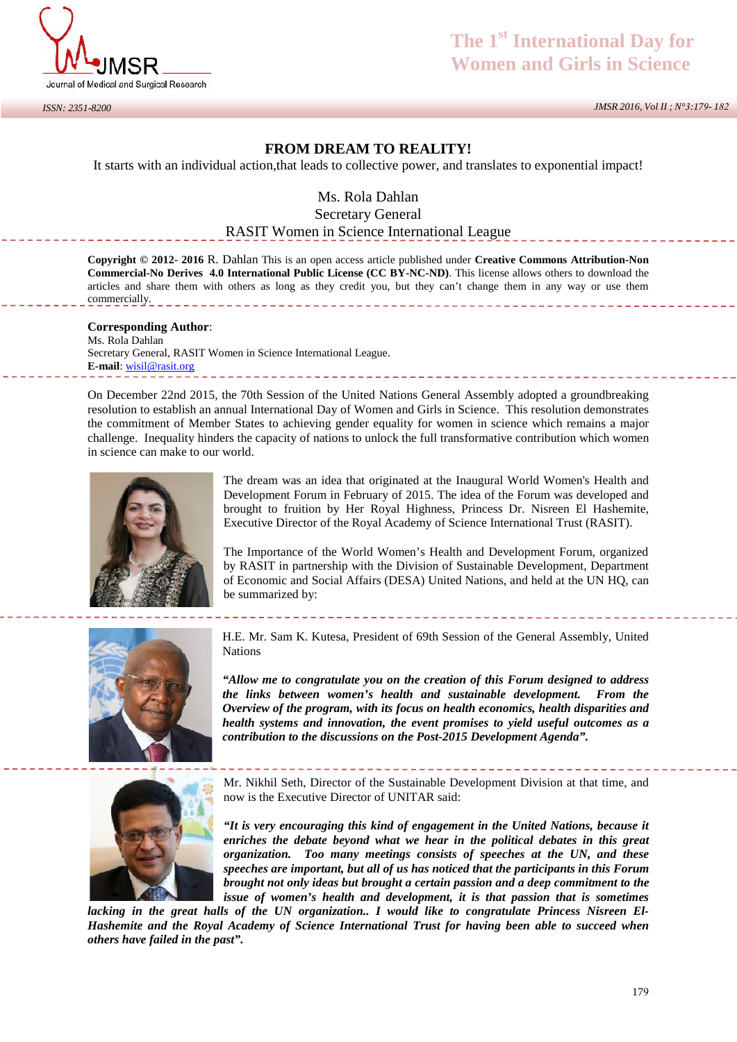# FROM DREAM TO REALITY!

It starts with an individual action,that leads to collective power, and translates to exponential impact!

Ms. Rola Dahlan
Secretary General
RASIT Women in Science International League

**Copyright © 2012- 2016** R. Dahlan This is an open access article published under **Creative Commons Attribution-Non Commercial-No Derives 4.0 International Public License (CC BY-NC-ND)**. This license allows others to download the articles and share them with others as long as they credit you, but they can't change them in any way or use them commercially.

**Corresponding Author**:
Ms. Rola Dahlan
Secretary General, RASIT Women in Science International League.
**E-mail**: wisil@rasit.org

On December 22nd 2015, the 70th Session of the United Nations General Assembly adopted a groundbreaking resolution to establish an annual International Day of Women and Girls in Science. This resolution demonstrates the commitment of Member States to achieving gender equality for women in science which remains a major challenge. Inequality hinders the capacity of nations to unlock the full transformative contribution which women in science can make to our world.

The dream was an idea that originated at the Inaugural World Women's Health and Development Forum in February of 2015. The idea of the Forum was developed and brought to fruition by Her Royal Highness, Princess Dr. Nisreen El Hashemite, Executive Director of the Royal Academy of Science International Trust (RASIT).

The Importance of the World Women's Health and Development Forum, organized by RASIT in partnership with the Division of Sustainable Development, Department of Economic and Social Affairs (DESA) United Nations, and held at the UN HQ, can be summarized by:

H.E. Mr. Sam K. Kutesa, President of 69th Session of the General Assembly, United Nations

***"Allow me to congratulate you on the creation of this Forum designed to address the links between women's health and sustainable development. From the Overview of the program, with its focus on health economics, health disparities and health systems and innovation, the event promises to yield useful outcomes as a contribution to the discussions on the Post-2015 Development Agenda".***

Mr. Nikhil Seth, Director of the Sustainable Development Division at that time, and now is the Executive Director of UNITAR said:

***"It is very encouraging this kind of engagement in the United Nations, because it enriches the debate beyond what we hear in the political debates in this great organization. Too many meetings consists of speeches at the UN, and these speeches are important, but all of us has noticed that the participants in this Forum brought not only ideas but brought a certain passion and a deep commitment to the issue of women's health and development, it is that passion that is sometimes lacking in the great halls of the UN organization.. I would like to congratulate Princess Nisreen El-Hashemite and the Royal Academy of Science International Trust for having been able to succeed when others have failed in the past".***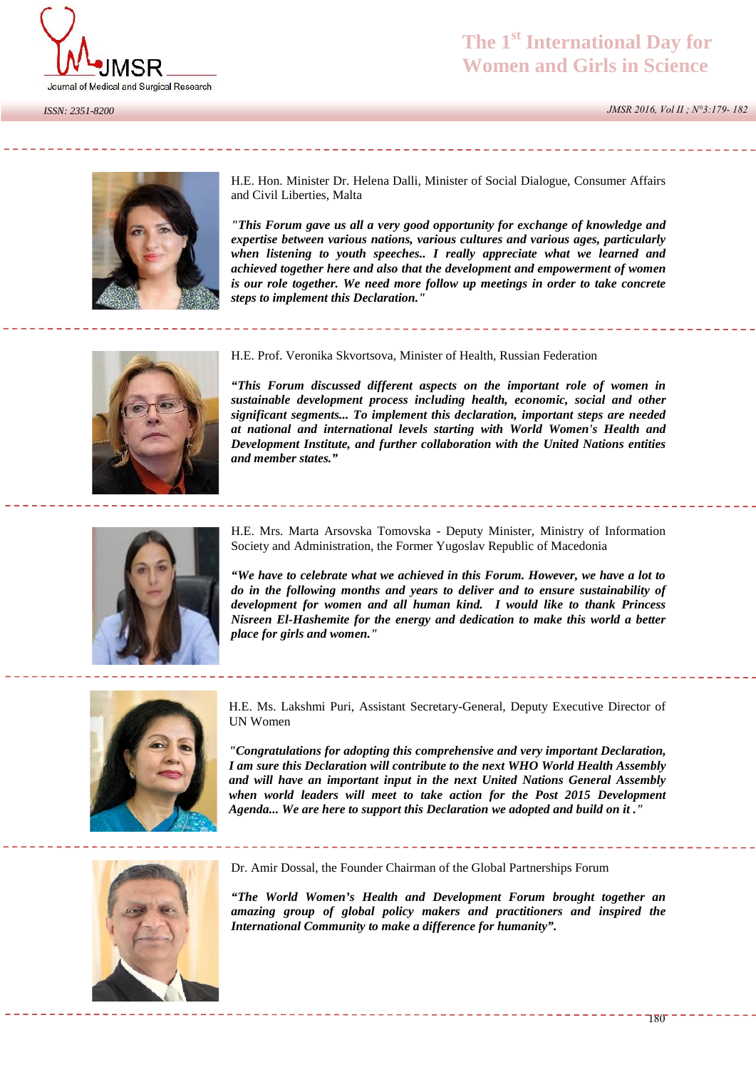H.E. Hon. Minister Dr. Helena Dalli, Minister of Social Dialogue, Consumer Affairs and Civil Liberties, Malta

***"This Forum gave us all a very good opportunity for exchange of knowledge and expertise between various nations, various cultures and various ages, particularly when listening to youth speeches.. I really appreciate what we learned and achieved together here and also that the development and empowerment of women is our role together. We need more follow up meetings in order to take concrete steps to implement this Declaration."***

H.E. Prof. Veronika Skvortsova, Minister of Health, Russian Federation

***"This Forum discussed different aspects on the important role of women in sustainable development process including health, economic, social and other significant segments... To implement this declaration, important steps are needed at national and international levels starting with World Women's Health and Development Institute, and further collaboration with the United Nations entities and member states."***

H.E. Mrs. Marta Arsovska Tomovska - Deputy Minister, Ministry of Information Society and Administration, the Former Yugoslav Republic of Macedonia

***"We have to celebrate what we achieved in this Forum. However, we have a lot to do in the following months and years to deliver and to ensure sustainability of development for women and all human kind. I would like to thank Princess Nisreen El-Hashemite for the energy and dedication to make this world a better place for girls and women."***

H.E. Ms. Lakshmi Puri, Assistant Secretary-General, Deputy Executive Director of UN Women

***"Congratulations for adopting this comprehensive and very important Declaration, I am sure this Declaration will contribute to the next WHO World Health Assembly and will have an important input in the next United Nations General Assembly when world leaders will meet to take action for the Post 2015 Development Agenda... We are here to support this Declaration we adopted and build on it ."***

Dr. Amir Dossal, the Founder Chairman of the Global Partnerships Forum

***"The World Women's Health and Development Forum brought together an amazing group of global policy makers and practitioners and inspired the International Community to make a difference for humanity".***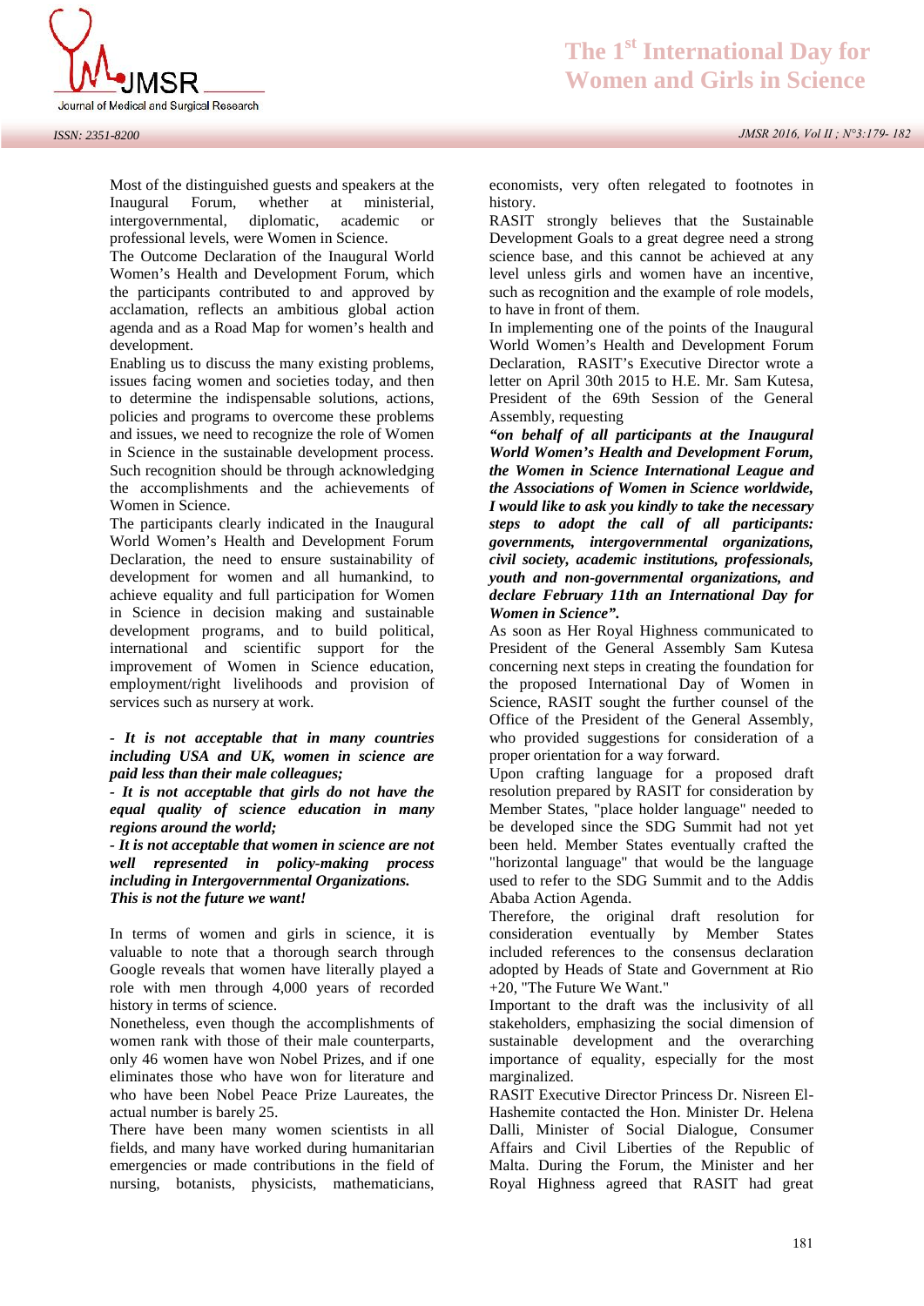Most of the distinguished guests and speakers at the Inaugural Forum, whether at ministerial, intergovernmental, diplomatic, academic or professional levels, were Women in Science.

The Outcome Declaration of the Inaugural World Women's Health and Development Forum, which the participants contributed to and approved by acclamation, reflects an ambitious global action agenda and as a Road Map for women's health and development.

Enabling us to discuss the many existing problems, issues facing women and societies today, and then to determine the indispensable solutions, actions, policies and programs to overcome these problems and issues, we need to recognize the role of Women in Science in the sustainable development process. Such recognition should be through acknowledging the accomplishments and the achievements of Women in Science.

The participants clearly indicated in the Inaugural World Women's Health and Development Forum Declaration, the need to ensure sustainability of development for women and all humankind, to achieve equality and full participation for Women in Science in decision making and sustainable development programs, and to build political, international and scientific support for the improvement of Women in Science education, employment/right livelihoods and provision of services such as nursery at work.

***- It is not acceptable that in many countries including USA and UK, women in science are paid less than their male colleagues;***
***- It is not acceptable that girls do not have the equal quality of science education in many regions around the world;***
***- It is not acceptable that women in science are not well represented in policy-making process including in Intergovernmental Organizations.***
***This is not the future we want!***

In terms of women and girls in science, it is valuable to note that a thorough search through Google reveals that women have literally played a role with men through 4,000 years of recorded history in terms of science.

Nonetheless, even though the accomplishments of women rank with those of their male counterparts, only 46 women have won Nobel Prizes, and if one eliminates those who have won for literature and who have been Nobel Peace Prize Laureates, the actual number is barely 25.

There have been many women scientists in all fields, and many have worked during humanitarian emergencies or made contributions in the field of nursing, botanists, physicists, mathematicians, economists, very often relegated to footnotes in history.

RASIT strongly believes that the Sustainable Development Goals to a great degree need a strong science base, and this cannot be achieved at any level unless girls and women have an incentive, such as recognition and the example of role models, to have in front of them.

In implementing one of the points of the Inaugural World Women's Health and Development Forum Declaration, RASIT's Executive Director wrote a letter on April 30th 2015 to H.E. Mr. Sam Kutesa, President of the 69th Session of the General Assembly, requesting

***"on behalf of all participants at the Inaugural World Women's Health and Development Forum, the Women in Science International League and the Associations of Women in Science worldwide, I would like to ask you kindly to take the necessary steps to adopt the call of all participants: governments, intergovernmental organizations, civil society, academic institutions, professionals, youth and non-governmental organizations, and declare February 11th an International Day for Women in Science".***

As soon as Her Royal Highness communicated to President of the General Assembly Sam Kutesa concerning next steps in creating the foundation for the proposed International Day of Women in Science, RASIT sought the further counsel of the Office of the President of the General Assembly, who provided suggestions for consideration of a proper orientation for a way forward.

Upon crafting language for a proposed draft resolution prepared by RASIT for consideration by Member States, "place holder language" needed to be developed since the SDG Summit had not yet been held. Member States eventually crafted the "horizontal language" that would be the language used to refer to the SDG Summit and to the Addis Ababa Action Agenda.

Therefore, the original draft resolution for consideration eventually by Member States included references to the consensus declaration adopted by Heads of State and Government at Rio +20, "The Future We Want."

Important to the draft was the inclusivity of all stakeholders, emphasizing the social dimension of sustainable development and the overarching importance of equality, especially for the most marginalized.

RASIT Executive Director Princess Dr. Nisreen El-Hashemite contacted the Hon. Minister Dr. Helena Dalli, Minister of Social Dialogue, Consumer Affairs and Civil Liberties of the Republic of Malta. During the Forum, the Minister and her Royal Highness agreed that RASIT had great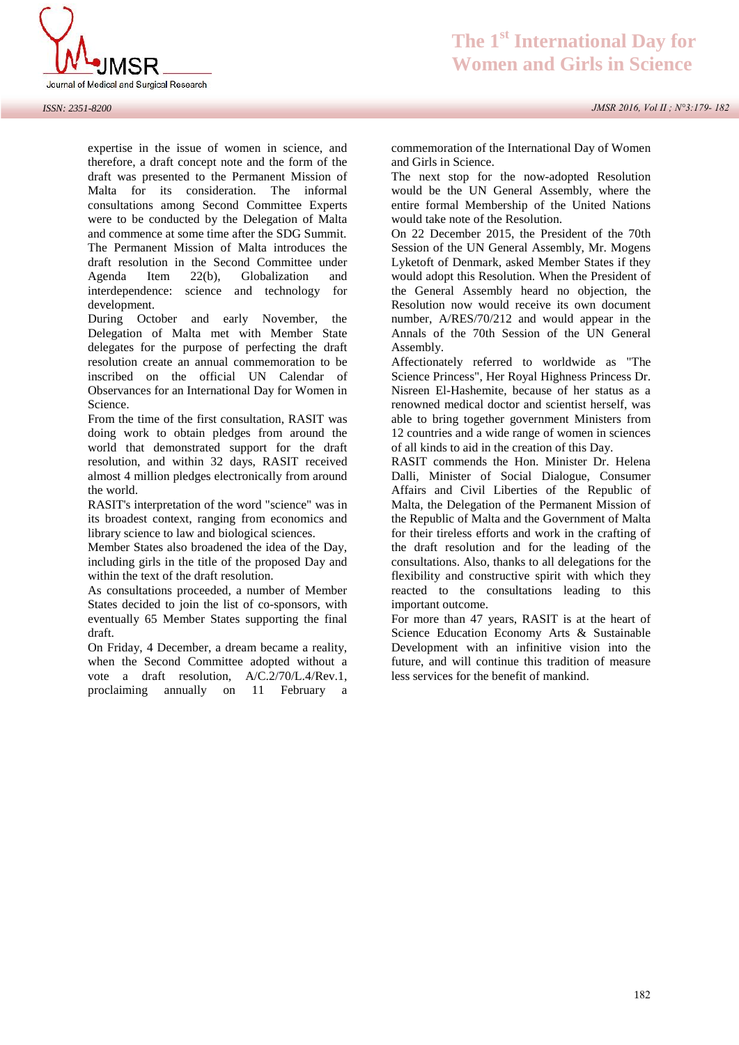expertise in the issue of women in science, and therefore, a draft concept note and the form of the draft was presented to the Permanent Mission of Malta for its consideration. The informal consultations among Second Committee Experts were to be conducted by the Delegation of Malta and commence at some time after the SDG Summit.

The Permanent Mission of Malta introduces the draft resolution in the Second Committee under Agenda Item 22(b), Globalization and interdependence: science and technology for development.

During October and early November, the Delegation of Malta met with Member State delegates for the purpose of perfecting the draft resolution create an annual commemoration to be inscribed on the official UN Calendar of Observances for an International Day for Women in Science.

From the time of the first consultation, RASIT was doing work to obtain pledges from around the world that demonstrated support for the draft resolution, and within 32 days, RASIT received almost 4 million pledges electronically from around the world.

RASIT's interpretation of the word "science" was in its broadest context, ranging from economics and library science to law and biological sciences.

Member States also broadened the idea of the Day, including girls in the title of the proposed Day and within the text of the draft resolution.

As consultations proceeded, a number of Member States decided to join the list of co-sponsors, with eventually 65 Member States supporting the final draft.

On Friday, 4 December, a dream became a reality, when the Second Committee adopted without a vote a draft resolution, A/C.2/70/L.4/Rev.1, proclaiming annually on 11 February a commemoration of the International Day of Women and Girls in Science.

The next stop for the now-adopted Resolution would be the UN General Assembly, where the entire formal Membership of the United Nations would take note of the Resolution.

On 22 December 2015, the President of the 70th Session of the UN General Assembly, Mr. Mogens Lyketoft of Denmark, asked Member States if they would adopt this Resolution. When the President of the General Assembly heard no objection, the Resolution now would receive its own document number, A/RES/70/212 and would appear in the Annals of the 70th Session of the UN General Assembly.

Affectionately referred to worldwide as "The Science Princess", Her Royal Highness Princess Dr. Nisreen El-Hashemite, because of her status as a renowned medical doctor and scientist herself, was able to bring together government Ministers from 12 countries and a wide range of women in sciences of all kinds to aid in the creation of this Day.

RASIT commends the Hon. Minister Dr. Helena Dalli, Minister of Social Dialogue, Consumer Affairs and Civil Liberties of the Republic of Malta, the Delegation of the Permanent Mission of the Republic of Malta and the Government of Malta for their tireless efforts and work in the crafting of the draft resolution and for the leading of the consultations. Also, thanks to all delegations for the flexibility and constructive spirit with which they reacted to the consultations leading to this important outcome.

For more than 47 years, RASIT is at the heart of Science Education Economy Arts & Sustainable Development with an infinitive vision into the future, and will continue this tradition of measure less services for the benefit of mankind.